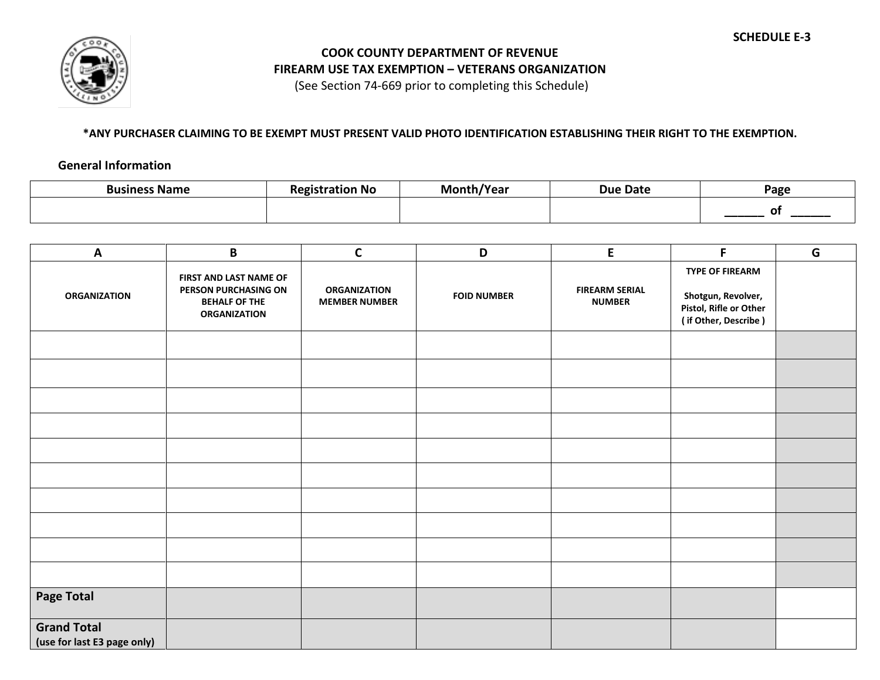SCHEDULE E-3

# COOK COUNTY DEPARTMENT OF REVENUE
## FIREARM USE TAX EXEMPTION – VETERANS ORGANIZATION

(See Section 74-669 prior to completing this Schedule)

**\*ANY PURCHASER CLAIMING TO BE EXEMPT MUST PRESENT VALID PHOTO IDENTIFICATION ESTABLISHING THEIR RIGHT TO THE EXEMPTION.**

**General Information**

| Business Name | Registration No | Month/Year | Due Date | Page |
|---|---|---|---|---|
| | | | | ______ of ______ |

| A | B | C | D | E | F | G |
|---|---|---|---|---|---|---|
| ORGANIZATION | FIRST AND LAST NAME OF PERSON PURCHASING ON BEHALF OF THE ORGANIZATION | ORGANIZATION MEMBER NUMBER | FOID NUMBER | FIREARM SERIAL NUMBER | TYPE OF FIREARM<br><br>Shotgun, Revolver, Pistol, Rifle or Other ( if Other, Describe ) | |
| | | | | | | |
| | | | | | | |
| | | | | | | |
| | | | | | | |
| | | | | | | |
| | | | | | | |
| | | | | | | |
| | | | | | | |
| | | | | | | |
| | | | | | | |
| **Page Total** | | | | | | |
| **Grand Total** (use for last E3 page only) | | | | | | |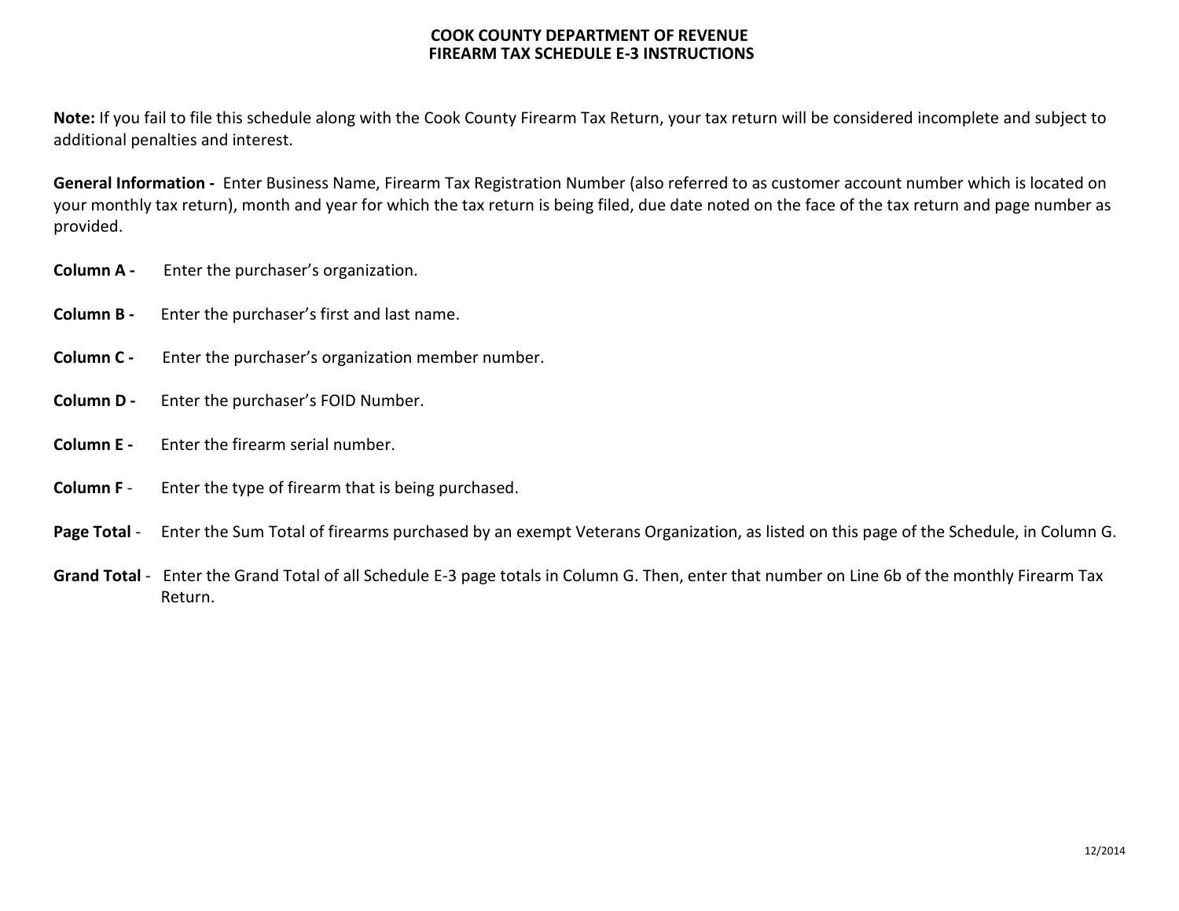# COOK COUNTY DEPARTMENT OF REVENUE
## FIREARM TAX SCHEDULE E-3 INSTRUCTIONS

**Note:** If you fail to file this schedule along with the Cook County Firearm Tax Return, your tax return will be considered incomplete and subject to additional penalties and interest.

**General Information -** Enter Business Name, Firearm Tax Registration Number (also referred to as customer account number which is located on your monthly tax return), month and year for which the tax return is being filed, due date noted on the face of the tax return and page number as provided.

**Column A -** Enter the purchaser's organization.

**Column B -** Enter the purchaser's first and last name.

**Column C -** Enter the purchaser's organization member number.

**Column D -** Enter the purchaser's FOID Number.

**Column E -** Enter the firearm serial number.

**Column F** - Enter the type of firearm that is being purchased.

**Page Total** - Enter the Sum Total of firearms purchased by an exempt Veterans Organization, as listed on this page of the Schedule, in Column G.

**Grand Total** - Enter the Grand Total of all Schedule E-3 page totals in Column G. Then, enter that number on Line 6b of the monthly Firearm Tax Return.

12/2014